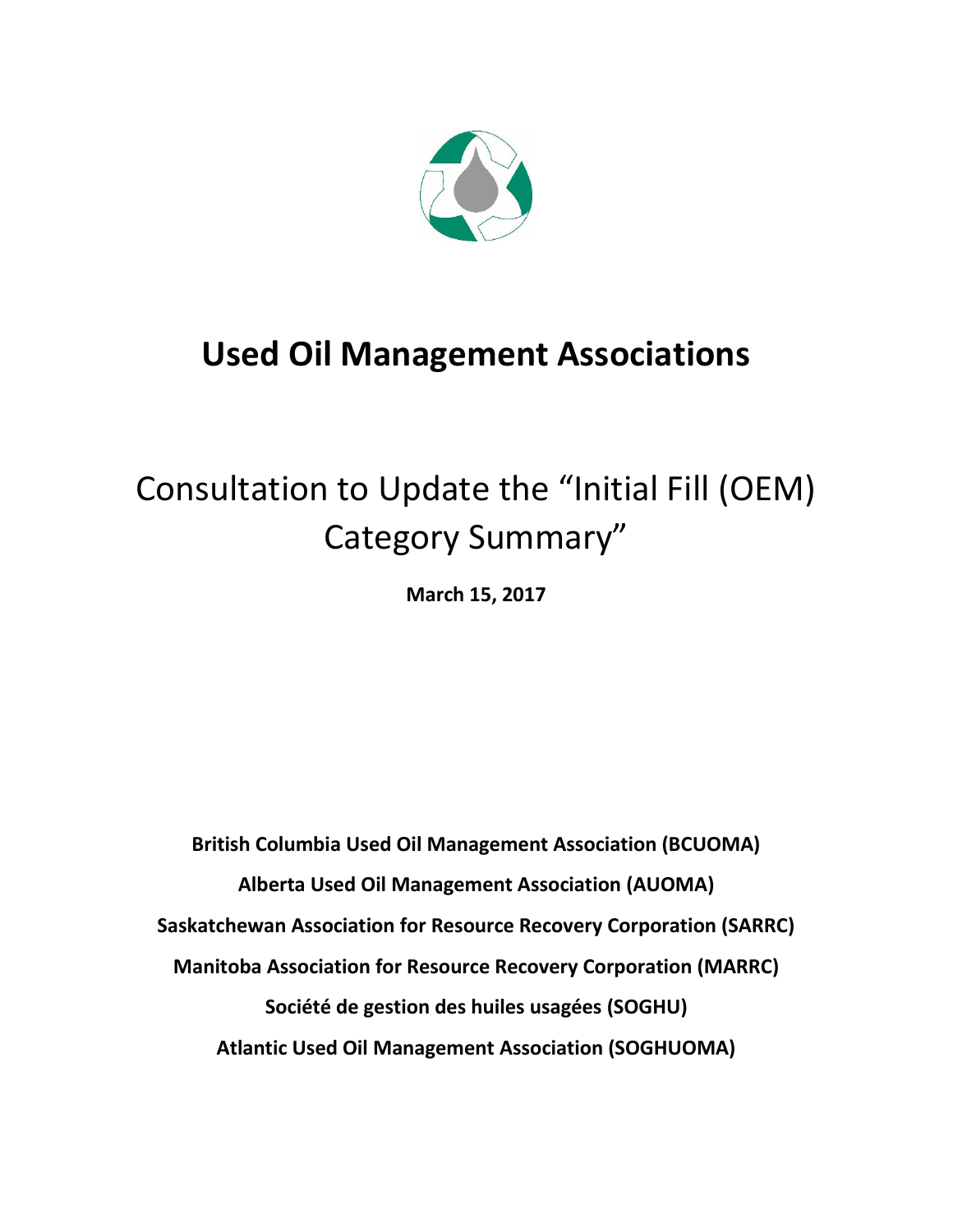# Used Oil Management Associations

## Consultation to Update the "Initial Fill (OEM) Category Summary"

**March 15, 2017**

**British Columbia Used Oil Management Association (BCUOMA)**

**Alberta Used Oil Management Association (AUOMA)**

**Saskatchewan Association for Resource Recovery Corporation (SARRC)**

**Manitoba Association for Resource Recovery Corporation (MARRC)**

**Société de gestion des huiles usagées (SOGHU)**

**Atlantic Used Oil Management Association (SOGHUOMA)**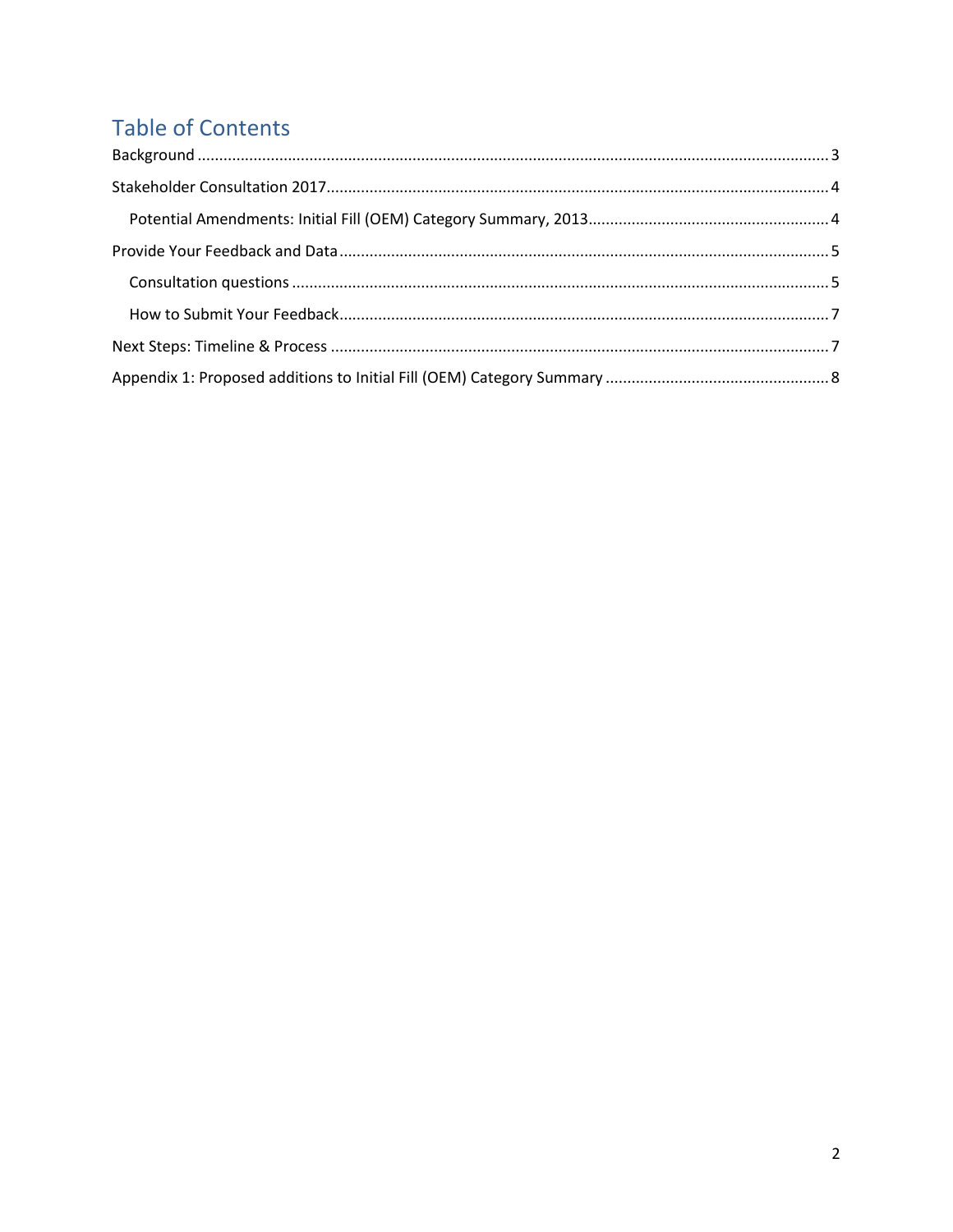## Table of Contents

Background ........................................................................................................................................ 3

Stakeholder Consultation 2017........................................................................................................... 4

Potential Amendments: Initial Fill (OEM) Category Summary, 2013....................................................... 4

Provide Your Feedback and Data ........................................................................................................ 5

Consultation questions ........................................................................................................................ 5

How to Submit Your Feedback............................................................................................................. 7

Next Steps: Timeline & Process ........................................................................................................... 7

Appendix 1: Proposed additions to Initial Fill (OEM) Category Summary .................................................... 8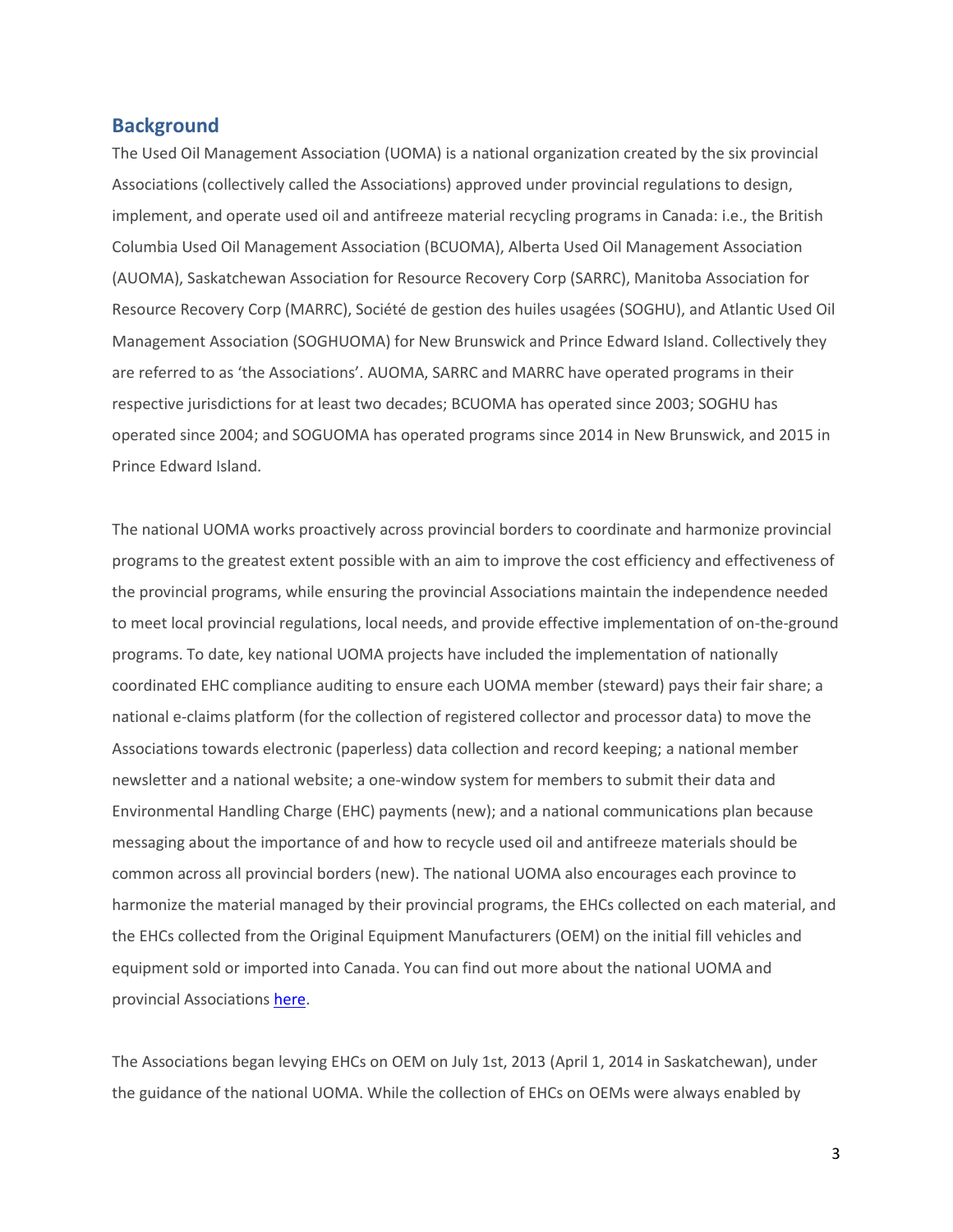## Background

The Used Oil Management Association (UOMA) is a national organization created by the six provincial Associations (collectively called the Associations) approved under provincial regulations to design, implement, and operate used oil and antifreeze material recycling programs in Canada: i.e., the British Columbia Used Oil Management Association (BCUOMA), Alberta Used Oil Management Association (AUOMA), Saskatchewan Association for Resource Recovery Corp (SARRC), Manitoba Association for Resource Recovery Corp (MARRC), Société de gestion des huiles usagées (SOGHU), and Atlantic Used Oil Management Association (SOGHUOMA) for New Brunswick and Prince Edward Island. Collectively they are referred to as 'the Associations'. AUOMA, SARRC and MARRC have operated programs in their respective jurisdictions for at least two decades; BCUOMA has operated since 2003; SOGHU has operated since 2004; and SOGUOMA has operated programs since 2014 in New Brunswick, and 2015 in Prince Edward Island.

The national UOMA works proactively across provincial borders to coordinate and harmonize provincial programs to the greatest extent possible with an aim to improve the cost efficiency and effectiveness of the provincial programs, while ensuring the provincial Associations maintain the independence needed to meet local provincial regulations, local needs, and provide effective implementation of on-the-ground programs. To date, key national UOMA projects have included the implementation of nationally coordinated EHC compliance auditing to ensure each UOMA member (steward) pays their fair share; a national e-claims platform (for the collection of registered collector and processor data) to move the Associations towards electronic (paperless) data collection and record keeping; a national member newsletter and a national website; a one-window system for members to submit their data and Environmental Handling Charge (EHC) payments (new); and a national communications plan because messaging about the importance of and how to recycle used oil and antifreeze materials should be common across all provincial borders (new). The national UOMA also encourages each province to harmonize the material managed by their provincial programs, the EHCs collected on each material, and the EHCs collected from the Original Equipment Manufacturers (OEM) on the initial fill vehicles and equipment sold or imported into Canada. You can find out more about the national UOMA and provincial Associations here.

The Associations began levying EHCs on OEM on July 1st, 2013 (April 1, 2014 in Saskatchewan), under the guidance of the national UOMA. While the collection of EHCs on OEMs were always enabled by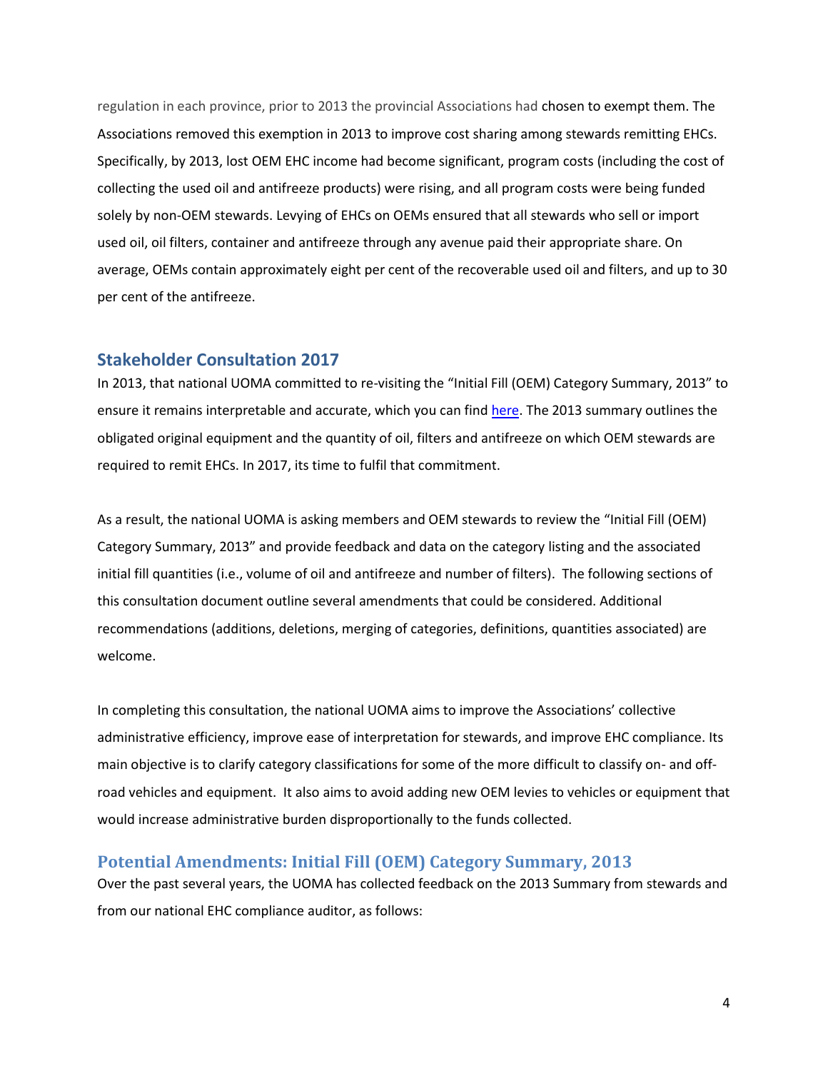regulation in each province, prior to 2013 the provincial Associations had chosen to exempt them. The Associations removed this exemption in 2013 to improve cost sharing among stewards remitting EHCs. Specifically, by 2013, lost OEM EHC income had become significant, program costs (including the cost of collecting the used oil and antifreeze products) were rising, and all program costs were being funded solely by non-OEM stewards. Levying of EHCs on OEMs ensured that all stewards who sell or import used oil, oil filters, container and antifreeze through any avenue paid their appropriate share. On average, OEMs contain approximately eight per cent of the recoverable used oil and filters, and up to 30 per cent of the antifreeze.

## Stakeholder Consultation 2017

In 2013, that national UOMA committed to re-visiting the "Initial Fill (OEM) Category Summary, 2013" to ensure it remains interpretable and accurate, which you can find here. The 2013 summary outlines the obligated original equipment and the quantity of oil, filters and antifreeze on which OEM stewards are required to remit EHCs. In 2017, its time to fulfil that commitment.

As a result, the national UOMA is asking members and OEM stewards to review the "Initial Fill (OEM) Category Summary, 2013" and provide feedback and data on the category listing and the associated initial fill quantities (i.e., volume of oil and antifreeze and number of filters). The following sections of this consultation document outline several amendments that could be considered. Additional recommendations (additions, deletions, merging of categories, definitions, quantities associated) are welcome.

In completing this consultation, the national UOMA aims to improve the Associations' collective administrative efficiency, improve ease of interpretation for stewards, and improve EHC compliance. Its main objective is to clarify category classifications for some of the more difficult to classify on- and off-road vehicles and equipment. It also aims to avoid adding new OEM levies to vehicles or equipment that would increase administrative burden disproportionally to the funds collected.

## Potential Amendments: Initial Fill (OEM) Category Summary, 2013

Over the past several years, the UOMA has collected feedback on the 2013 Summary from stewards and from our national EHC compliance auditor, as follows: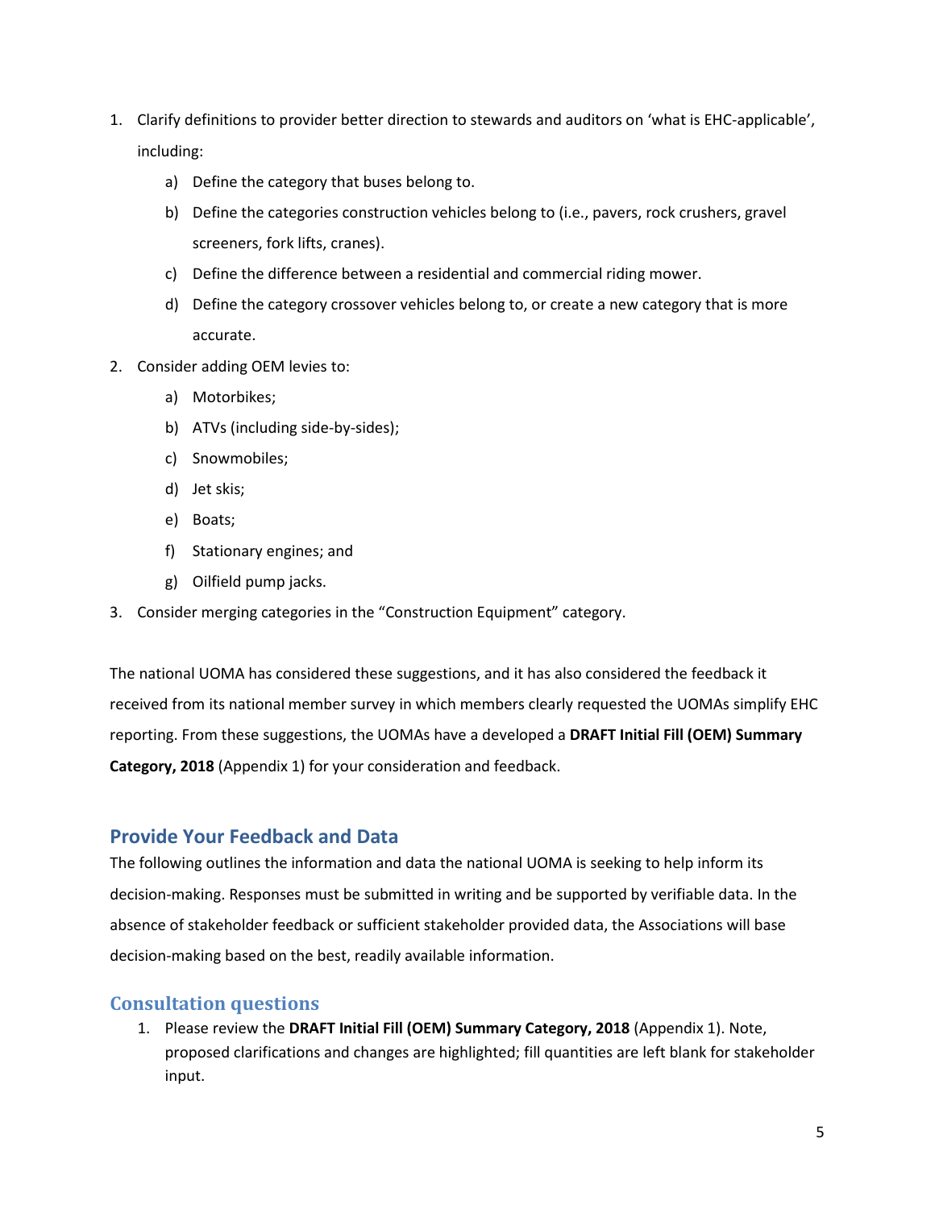1. Clarify definitions to provider better direction to stewards and auditors on 'what is EHC-applicable', including:
    a) Define the category that buses belong to.
    b) Define the categories construction vehicles belong to (i.e., pavers, rock crushers, gravel screeners, fork lifts, cranes).
    c) Define the difference between a residential and commercial riding mower.
    d) Define the category crossover vehicles belong to, or create a new category that is more accurate.
2. Consider adding OEM levies to:
    a) Motorbikes;
    b) ATVs (including side-by-sides);
    c) Snowmobiles;
    d) Jet skis;
    e) Boats;
    f) Stationary engines; and
    g) Oilfield pump jacks.
3. Consider merging categories in the "Construction Equipment" category.

The national UOMA has considered these suggestions, and it has also considered the feedback it received from its national member survey in which members clearly requested the UOMAs simplify EHC reporting. From these suggestions, the UOMAs have a developed a **DRAFT Initial Fill (OEM) Summary Category, 2018** (Appendix 1) for your consideration and feedback.

## Provide Your Feedback and Data

The following outlines the information and data the national UOMA is seeking to help inform its decision-making. Responses must be submitted in writing and be supported by verifiable data. In the absence of stakeholder feedback or sufficient stakeholder provided data, the Associations will base decision-making based on the best, readily available information.

## Consultation questions

1. Please review the **DRAFT Initial Fill (OEM) Summary Category, 2018** (Appendix 1). Note, proposed clarifications and changes are highlighted; fill quantities are left blank for stakeholder input.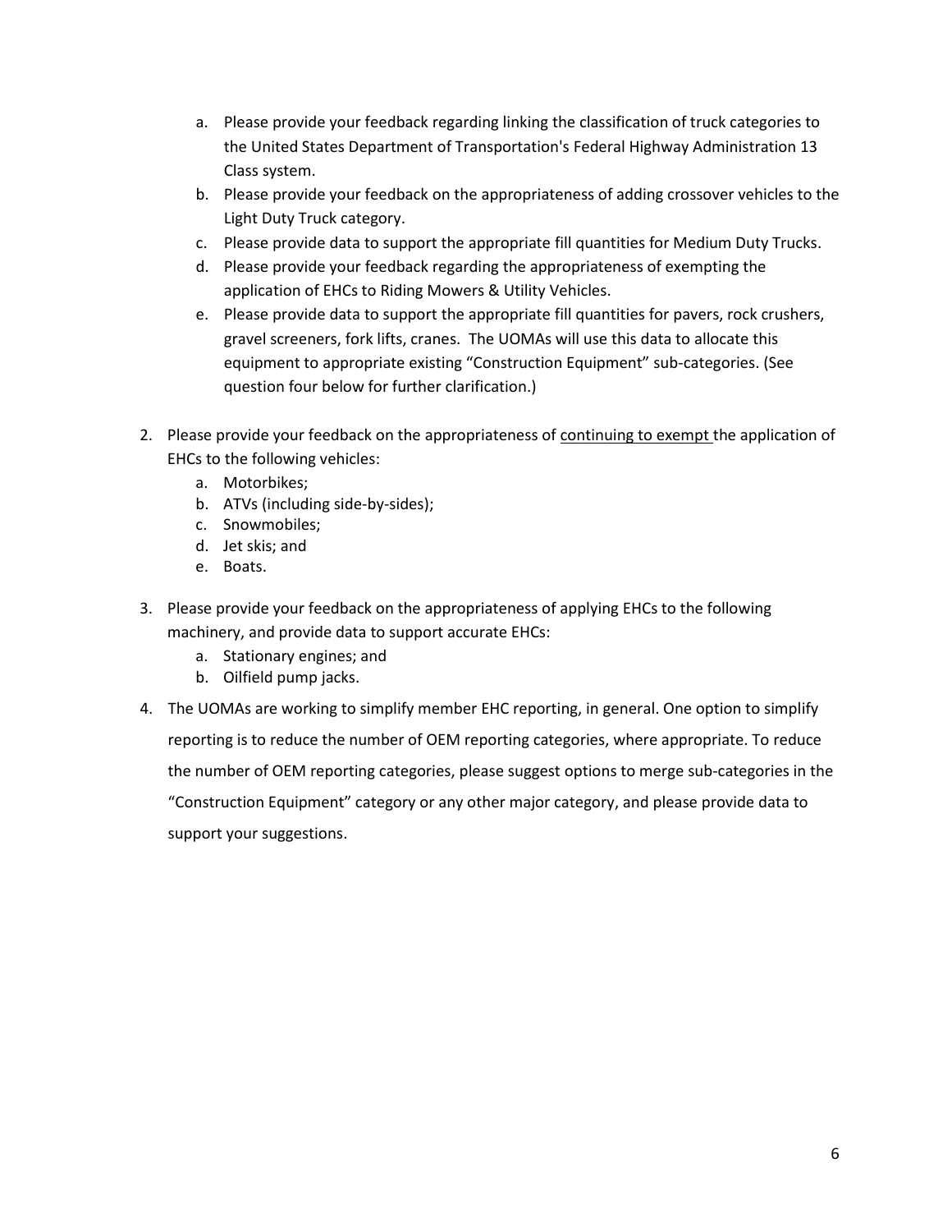a. Please provide your feedback regarding linking the classification of truck categories to the United States Department of Transportation's Federal Highway Administration 13 Class system.
   b. Please provide your feedback on the appropriateness of adding crossover vehicles to the Light Duty Truck category.
   c. Please provide data to support the appropriate fill quantities for Medium Duty Trucks.
   d. Please provide your feedback regarding the appropriateness of exempting the application of EHCs to Riding Mowers & Utility Vehicles.
   e. Please provide data to support the appropriate fill quantities for pavers, rock crushers, gravel screeners, fork lifts, cranes. The UOMAs will use this data to allocate this equipment to appropriate existing "Construction Equipment" sub-categories. (See question four below for further clarification.)

2. Please provide your feedback on the appropriateness of <u>continuing to exempt</u> the application of EHCs to the following vehicles:
   a. Motorbikes;
   b. ATVs (including side-by-sides);
   c. Snowmobiles;
   d. Jet skis; and
   e. Boats.

3. Please provide your feedback on the appropriateness of applying EHCs to the following machinery, and provide data to support accurate EHCs:
   a. Stationary engines; and
   b. Oilfield pump jacks.

4. The UOMAs are working to simplify member EHC reporting, in general. One option to simplify reporting is to reduce the number of OEM reporting categories, where appropriate. To reduce the number of OEM reporting categories, please suggest options to merge sub-categories in the "Construction Equipment" category or any other major category, and please provide data to support your suggestions.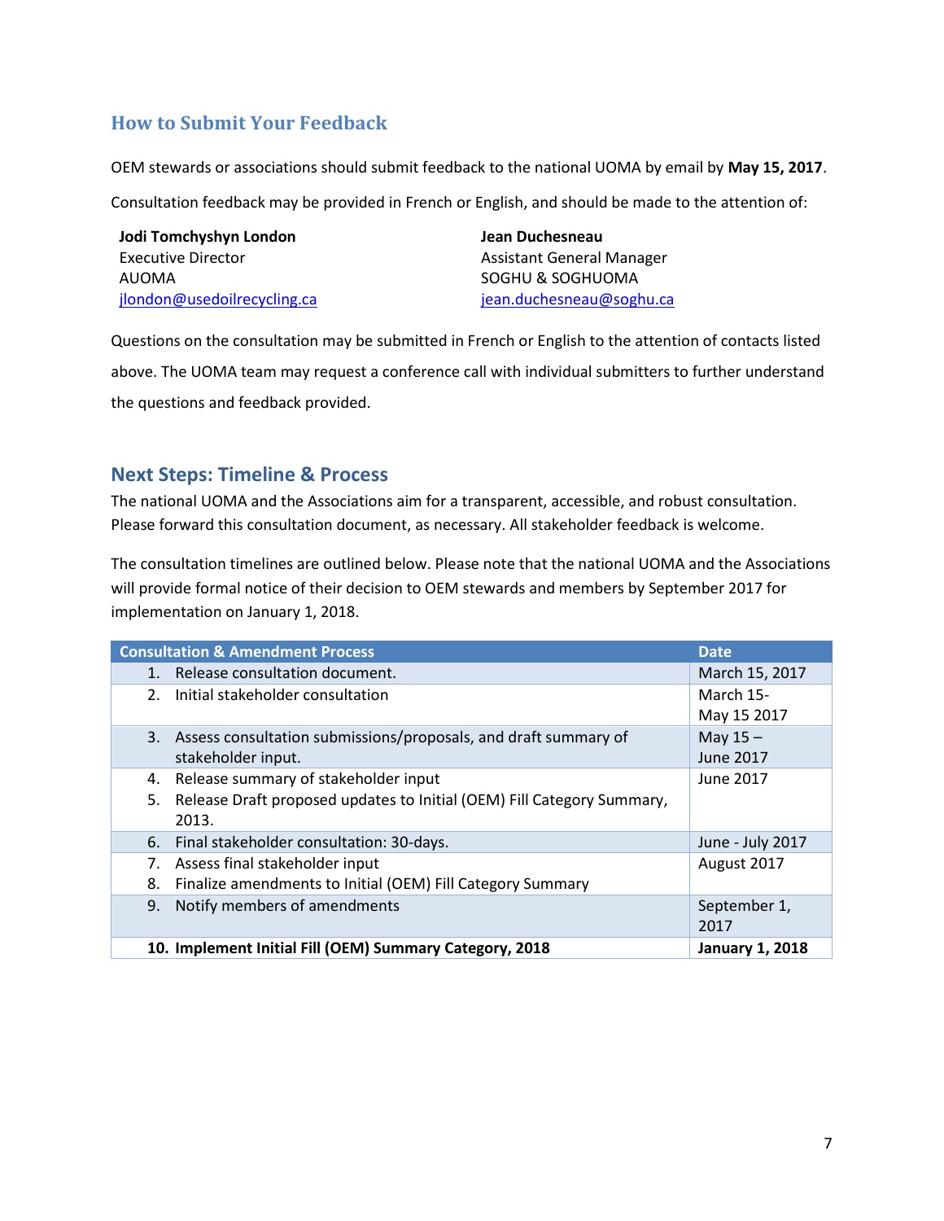## How to Submit Your Feedback

OEM stewards or associations should submit feedback to the national UOMA by email by **May 15, 2017**.

Consultation feedback may be provided in French or English, and should be made to the attention of:

**Jodi Tomchyshyn London**
Executive Director
AUOMA
jlondon@usedoilrecycling.ca

**Jean Duchesneau**
Assistant General Manager
SOGHU & SOGHUOMA
jean.duchesneau@soghu.ca

Questions on the consultation may be submitted in French or English to the attention of contacts listed above. The UOMA team may request a conference call with individual submitters to further understand the questions and feedback provided.

## Next Steps: Timeline & Process

The national UOMA and the Associations aim for a transparent, accessible, and robust consultation. Please forward this consultation document, as necessary. All stakeholder feedback is welcome.

The consultation timelines are outlined below. Please note that the national UOMA and the Associations will provide formal notice of their decision to OEM stewards and members by September 2017 for implementation on January 1, 2018.

| Consultation & Amendment Process | Date |
|---|---|
| 1. Release consultation document. | March 15, 2017 |
| 2. Initial stakeholder consultation | March 15-May 15 2017 |
| 3. Assess consultation submissions/proposals, and draft summary of stakeholder input. | May 15 – June 2017 |
| 4. Release summary of stakeholder input<br>5. Release Draft proposed updates to Initial (OEM) Fill Category Summary, 2013. | June 2017 |
| 6. Final stakeholder consultation: 30-days. | June - July 2017 |
| 7. Assess final stakeholder input<br>8. Finalize amendments to Initial (OEM) Fill Category Summary | August 2017 |
| 9. Notify members of amendments | September 1, 2017 |
| **10. Implement Initial Fill (OEM) Summary Category, 2018** | **January 1, 2018** |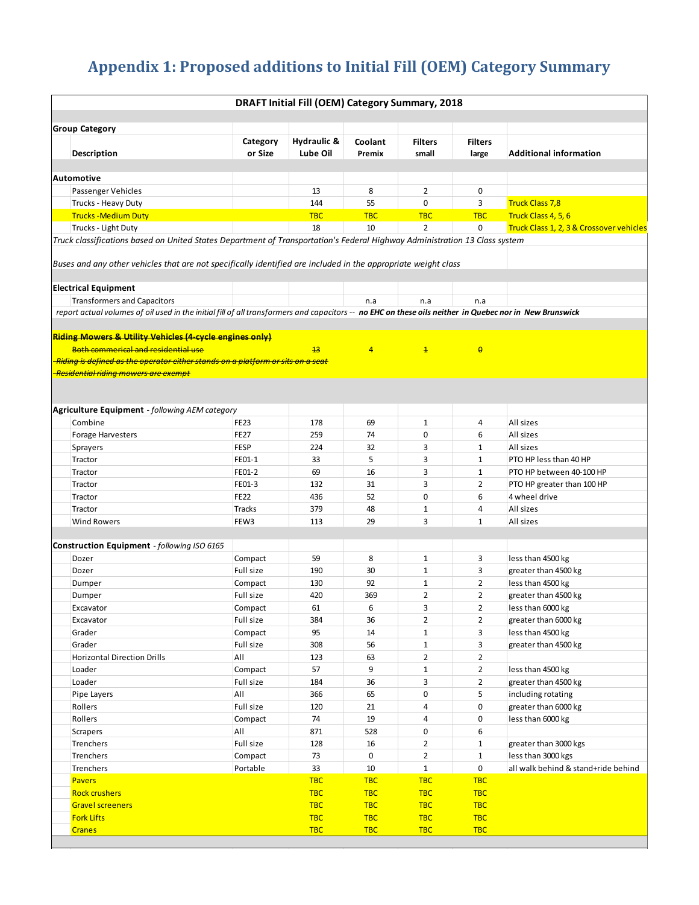# Appendix 1: Proposed additions to Initial Fill (OEM) Category Summary

| DRAFT Initial Fill (OEM) Category Summary, 2018 | | | | | | |
|---|---|---|---|---|---|---|
| **Group Category** | | | | | | |
| **Description** | **Category or Size** | **Hydraulic & Lube Oil** | **Coolant Premix** | **Filters small** | **Filters large** | **Additional information** |
| **Automotive** | | | | | | |
| Passenger Vehicles | | 13 | 8 | 2 | 0 | |
| Trucks - Heavy Duty | | 144 | 55 | 0 | 3 | Truck Class 7,8 |
| Trucks -Medium Duty | | TBC | TBC | TBC | TBC | Truck Class 4, 5, 6 |
| Trucks - Light Duty | | 18 | 10 | 2 | 0 | Truck Class 1, 2, 3 & Crossover vehicles |
| *Truck classifications based on United States Department of Transportation's Federal Highway Administration 13 Class system* | | | | | | |
| *Buses and any other vehicles that are not specifically identified are included in the appropriate weight class* | | | | | | |
| **Electrical Equipment** | | | | | | |
| Transformers and Capacitors | | | n.a | n.a | n.a | |
| *report actual volumes of oil used in the initial fill of all transformers and capacitors -- **no EHC on these oils neither in Quebec nor in New Brunswick*** | | | | | | |
| ~~**Riding Mowers & Utility Vehicles (4-cycle engines only)**~~ | | | | | | |
| ~~Both commerical and residential use~~ | | ~~13~~ | ~~4~~ | ~~1~~ | ~~0~~ | |
| ~~*Riding is defined as the operator either stands on a platform or sits on a seat*~~ | | | | | | |
| ~~*Residential riding mowers are exempt*~~ | | | | | | |
| **Agriculture Equipment** *- following AEM category* | | | | | | |
| Combine | FE23 | 178 | 69 | 1 | 4 | All sizes |
| Forage Harvesters | FE27 | 259 | 74 | 0 | 6 | All sizes |
| Sprayers | FESP | 224 | 32 | 3 | 1 | All sizes |
| Tractor | FE01-1 | 33 | 5 | 3 | 1 | PTO HP less than 40 HP |
| Tractor | FE01-2 | 69 | 16 | 3 | 1 | PTO HP between 40-100 HP |
| Tractor | FE01-3 | 132 | 31 | 3 | 2 | PTO HP greater than 100 HP |
| Tractor | FE22 | 436 | 52 | 0 | 6 | 4 wheel drive |
| Tractor | Tracks | 379 | 48 | 1 | 4 | All sizes |
| Wind Rowers | FEW3 | 113 | 29 | 3 | 1 | All sizes |
| **Construction Equipment** *- following ISO 6165* | | | | | | |
| Dozer | Compact | 59 | 8 | 1 | 3 | less than 4500 kg |
| Dozer | Full size | 190 | 30 | 1 | 3 | greater than 4500 kg |
| Dumper | Compact | 130 | 92 | 1 | 2 | less than 4500 kg |
| Dumper | Full size | 420 | 369 | 2 | 2 | greater than 4500 kg |
| Excavator | Compact | 61 | 6 | 3 | 2 | less than 6000 kg |
| Excavator | Full size | 384 | 36 | 2 | 2 | greater than 6000 kg |
| Grader | Compact | 95 | 14 | 1 | 3 | less than 4500 kg |
| Grader | Full size | 308 | 56 | 1 | 3 | greater than 4500 kg |
| Horizontal Direction Drills | All | 123 | 63 | 2 | 2 | |
| Loader | Compact | 57 | 9 | 1 | 2 | less than 4500 kg |
| Loader | Full size | 184 | 36 | 3 | 2 | greater than 4500 kg |
| Pipe Layers | All | 366 | 65 | 0 | 5 | including rotating |
| Rollers | Full size | 120 | 21 | 4 | 0 | greater than 6000 kg |
| Rollers | Compact | 74 | 19 | 4 | 0 | less than 6000 kg |
| Scrapers | All | 871 | 528 | 0 | 6 | |
| Trenchers | Full size | 128 | 16 | 2 | 1 | greater than 3000 kgs |
| Trenchers | Compact | 73 | 0 | 2 | 1 | less than 3000 kgs |
| Trenchers | Portable | 33 | 10 | 1 | 0 | all walk behind & stand+ride behind |
| Pavers | | TBC | TBC | TBC | TBC | |
| Rock crushers | | TBC | TBC | TBC | TBC | |
| Gravel screeners | | TBC | TBC | TBC | TBC | |
| Fork Lifts | | TBC | TBC | TBC | TBC | |
| Cranes | | TBC | TBC | TBC | TBC | |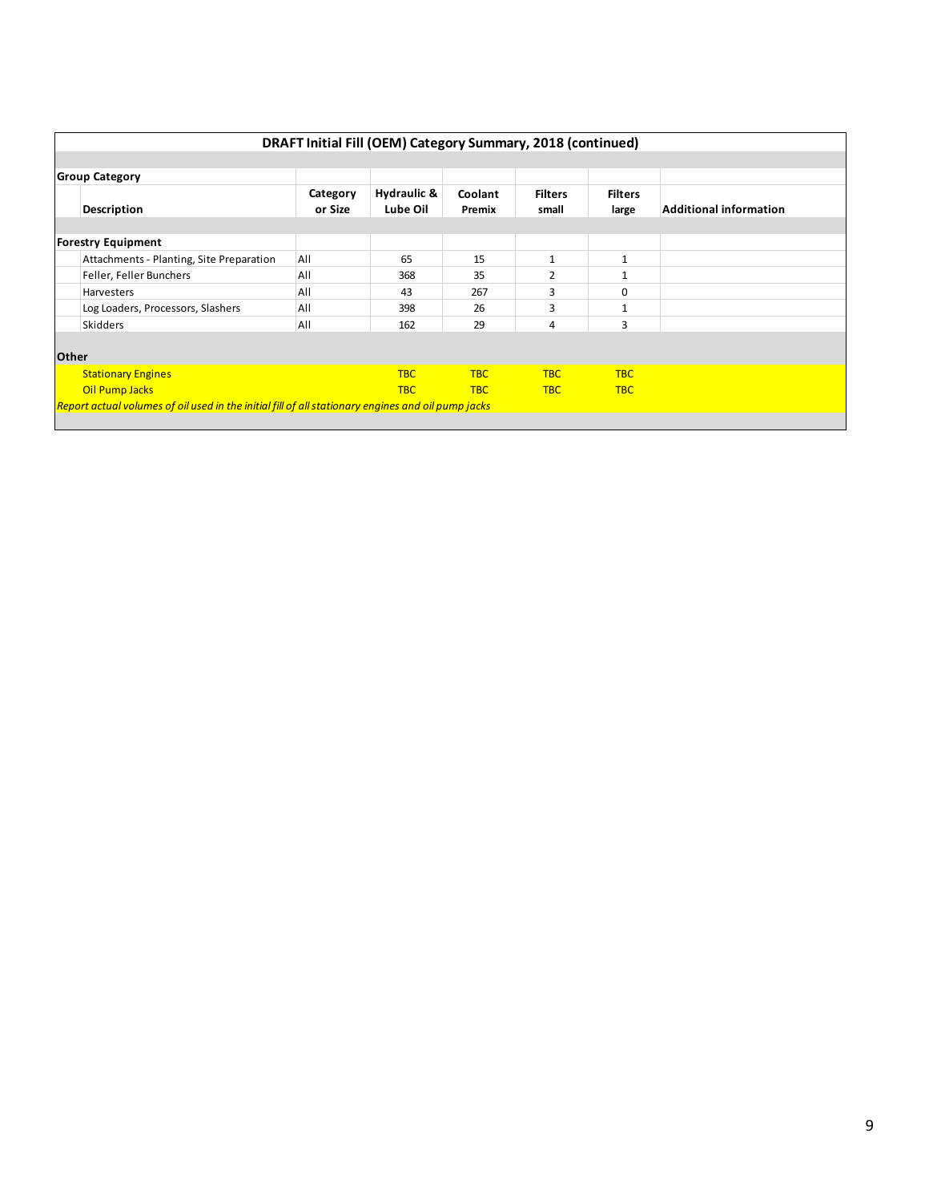## DRAFT Initial Fill (OEM) Category Summary, 2018 (continued)

| Group Category | | | | | | |
|---|---|---|---|---|---|---|
| Description | Category or Size | Hydraulic & Lube Oil | Coolant Premix | Filters small | Filters large | Additional information |
| **Forestry Equipment** | | | | | | |
| Attachments - Planting, Site Preparation | All | 65 | 15 | 1 | 1 | |
| Feller, Feller Bunchers | All | 368 | 35 | 2 | 1 | |
| Harvesters | All | 43 | 267 | 3 | 0 | |
| Log Loaders, Processors, Slashers | All | 398 | 26 | 3 | 1 | |
| Skidders | All | 162 | 29 | 4 | 3 | |
| **Other** | | | | | | |
| Stationary Engines | | TBC | TBC | TBC | TBC | |
| Oil Pump Jacks | | TBC | TBC | TBC | TBC | |

*Report actual volumes of oil used in the initial fill of all stationary engines and oil pump jacks*